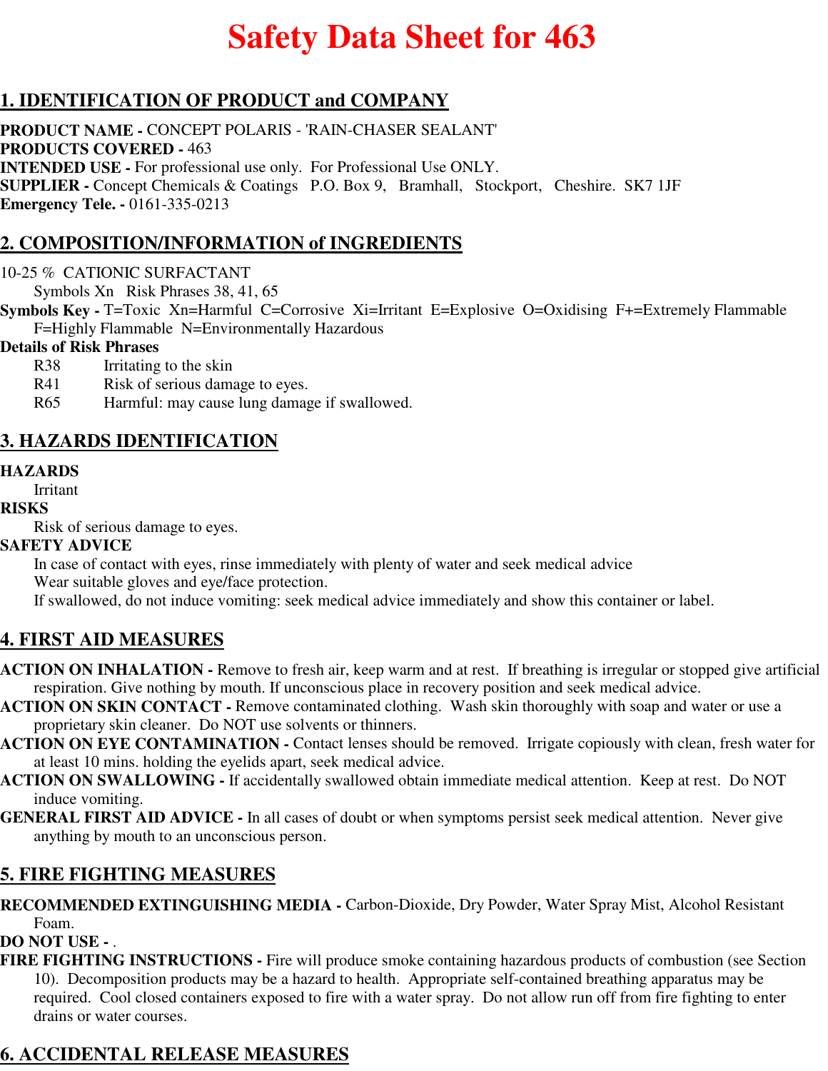# Safety Data Sheet for 463

## 1. IDENTIFICATION OF PRODUCT and COMPANY

**PRODUCT NAME -** CONCEPT POLARIS - 'RAIN-CHASER SEALANT'
**PRODUCTS COVERED -** 463
**INTENDED USE -** For professional use only. For Professional Use ONLY.
**SUPPLIER -** Concept Chemicals & Coatings P.O. Box 9, Bramhall, Stockport, Cheshire. SK7 1JF
**Emergency Tele. -** 0161-335-0213

## 2. COMPOSITION/INFORMATION of INGREDIENTS

10-25 % CATIONIC SURFACTANT
Symbols Xn Risk Phrases 38, 41, 65

**Symbols Key -** T=Toxic Xn=Harmful C=Corrosive Xi=Irritant E=Explosive O=Oxidising F+=Extremely Flammable F=Highly Flammable N=Environmentally Hazardous

**Details of Risk Phrases**

R38 Irritating to the skin
R41 Risk of serious damage to eyes.
R65 Harmful: may cause lung damage if swallowed.

## 3. HAZARDS IDENTIFICATION

**HAZARDS**
Irritant

**RISKS**
Risk of serious damage to eyes.

**SAFETY ADVICE**
In case of contact with eyes, rinse immediately with plenty of water and seek medical advice
Wear suitable gloves and eye/face protection.
If swallowed, do not induce vomiting: seek medical advice immediately and show this container or label.

## 4. FIRST AID MEASURES

**ACTION ON INHALATION -** Remove to fresh air, keep warm and at rest. If breathing is irregular or stopped give artificial respiration. Give nothing by mouth. If unconscious place in recovery position and seek medical advice.
**ACTION ON SKIN CONTACT -** Remove contaminated clothing. Wash skin thoroughly with soap and water or use a proprietary skin cleaner. Do NOT use solvents or thinners.
**ACTION ON EYE CONTAMINATION -** Contact lenses should be removed. Irrigate copiously with clean, fresh water for at least 10 mins. holding the eyelids apart, seek medical advice.
**ACTION ON SWALLOWING -** If accidentally swallowed obtain immediate medical attention. Keep at rest. Do NOT induce vomiting.
**GENERAL FIRST AID ADVICE -** In all cases of doubt or when symptoms persist seek medical attention. Never give anything by mouth to an unconscious person.

## 5. FIRE FIGHTING MEASURES

**RECOMMENDED EXTINGUISHING MEDIA -** Carbon-Dioxide, Dry Powder, Water Spray Mist, Alcohol Resistant Foam.
**DO NOT USE -** .
**FIRE FIGHTING INSTRUCTIONS -** Fire will produce smoke containing hazardous products of combustion (see Section 10). Decomposition products may be a hazard to health. Appropriate self-contained breathing apparatus may be required. Cool closed containers exposed to fire with a water spray. Do not allow run off from fire fighting to enter drains or water courses.

## 6. ACCIDENTAL RELEASE MEASURES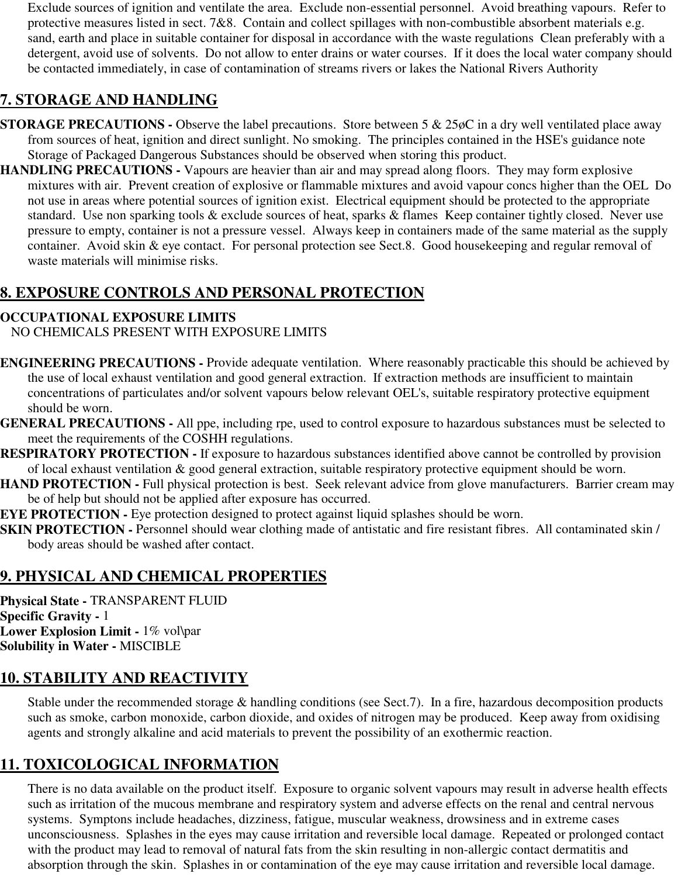Exclude sources of ignition and ventilate the area. Exclude non-essential personnel. Avoid breathing vapours. Refer to protective measures listed in sect. 7&8. Contain and collect spillages with non-combustible absorbent materials e.g. sand, earth and place in suitable container for disposal in accordance with the waste regulations Clean preferably with a detergent, avoid use of solvents. Do not allow to enter drains or water courses. If it does the local water company should be contacted immediately, in case of contamination of streams rivers or lakes the National Rivers Authority

## 7. STORAGE AND HANDLING

**STORAGE PRECAUTIONS -** Observe the label precautions. Store between 5 & 25øC in a dry well ventilated place away from sources of heat, ignition and direct sunlight. No smoking. The principles contained in the HSE's guidance note Storage of Packaged Dangerous Substances should be observed when storing this product.

**HANDLING PRECAUTIONS -** Vapours are heavier than air and may spread along floors. They may form explosive mixtures with air. Prevent creation of explosive or flammable mixtures and avoid vapour concs higher than the OEL Do not use in areas where potential sources of ignition exist. Electrical equipment should be protected to the appropriate standard. Use non sparking tools & exclude sources of heat, sparks & flames Keep container tightly closed. Never use pressure to empty, container is not a pressure vessel. Always keep in containers made of the same material as the supply container. Avoid skin & eye contact. For personal protection see Sect.8. Good housekeeping and regular removal of waste materials will minimise risks.

## 8. EXPOSURE CONTROLS AND PERSONAL PROTECTION

**OCCUPATIONAL EXPOSURE LIMITS**

NO CHEMICALS PRESENT WITH EXPOSURE LIMITS

**ENGINEERING PRECAUTIONS -** Provide adequate ventilation. Where reasonably practicable this should be achieved by the use of local exhaust ventilation and good general extraction. If extraction methods are insufficient to maintain concentrations of particulates and/or solvent vapours below relevant OEL's, suitable respiratory protective equipment should be worn.

**GENERAL PRECAUTIONS -** All ppe, including rpe, used to control exposure to hazardous substances must be selected to meet the requirements of the COSHH regulations.

**RESPIRATORY PROTECTION -** If exposure to hazardous substances identified above cannot be controlled by provision of local exhaust ventilation & good general extraction, suitable respiratory protective equipment should be worn.

**HAND PROTECTION -** Full physical protection is best. Seek relevant advice from glove manufacturers. Barrier cream may be of help but should not be applied after exposure has occurred.

**EYE PROTECTION -** Eye protection designed to protect against liquid splashes should be worn.

**SKIN PROTECTION -** Personnel should wear clothing made of antistatic and fire resistant fibres. All contaminated skin / body areas should be washed after contact.

## 9. PHYSICAL AND CHEMICAL PROPERTIES

**Physical State -** TRANSPARENT FLUID
**Specific Gravity -** 1
**Lower Explosion Limit -** 1% vol\par
**Solubility in Water -** MISCIBLE

## 10. STABILITY AND REACTIVITY

Stable under the recommended storage & handling conditions (see Sect.7). In a fire, hazardous decomposition products such as smoke, carbon monoxide, carbon dioxide, and oxides of nitrogen may be produced. Keep away from oxidising agents and strongly alkaline and acid materials to prevent the possibility of an exothermic reaction.

## 11. TOXICOLOGICAL INFORMATION

There is no data available on the product itself. Exposure to organic solvent vapours may result in adverse health effects such as irritation of the mucous membrane and respiratory system and adverse effects on the renal and central nervous systems. Symptons include headaches, dizziness, fatigue, muscular weakness, drowsiness and in extreme cases unconsciousness. Splashes in the eyes may cause irritation and reversible local damage. Repeated or prolonged contact with the product may lead to removal of natural fats from the skin resulting in non-allergic contact dermatitis and absorption through the skin. Splashes in or contamination of the eye may cause irritation and reversible local damage.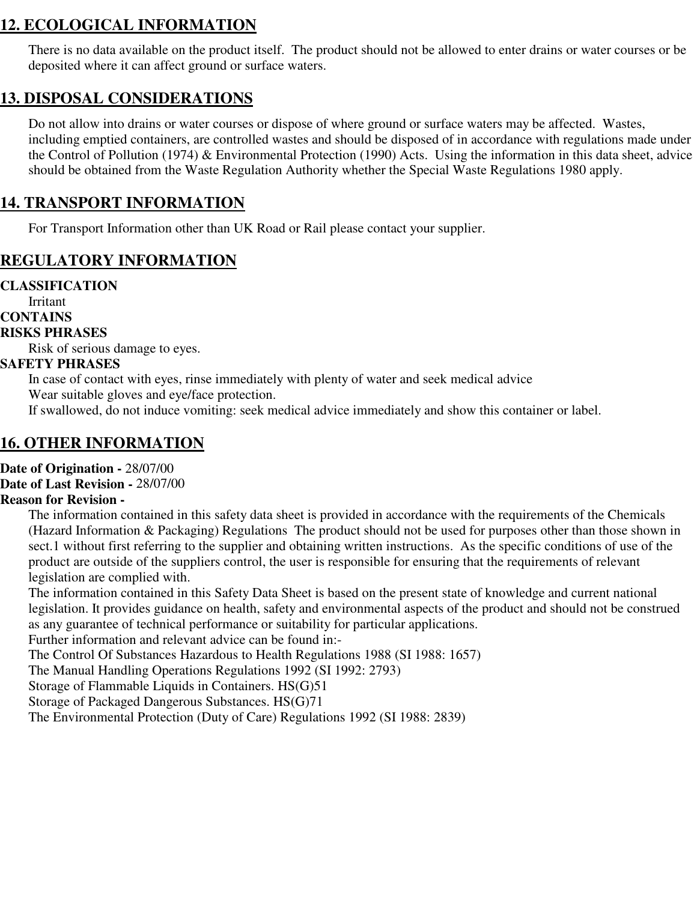## 12. ECOLOGICAL INFORMATION

There is no data available on the product itself. The product should not be allowed to enter drains or water courses or be deposited where it can affect ground or surface waters.

## 13. DISPOSAL CONSIDERATIONS

Do not allow into drains or water courses or dispose of where ground or surface waters may be affected. Wastes, including emptied containers, are controlled wastes and should be disposed of in accordance with regulations made under the Control of Pollution (1974) & Environmental Protection (1990) Acts. Using the information in this data sheet, advice should be obtained from the Waste Regulation Authority whether the Special Waste Regulations 1980 apply.

## 14. TRANSPORT INFORMATION

For Transport Information other than UK Road or Rail please contact your supplier.

## REGULATORY INFORMATION

**CLASSIFICATION**

Irritant

**CONTAINS**

**RISKS PHRASES**

Risk of serious damage to eyes.

**SAFETY PHRASES**

In case of contact with eyes, rinse immediately with plenty of water and seek medical advice
Wear suitable gloves and eye/face protection.
If swallowed, do not induce vomiting: seek medical advice immediately and show this container or label.

## 16. OTHER INFORMATION

**Date of Origination -** 28/07/00
**Date of Last Revision -** 28/07/00
**Reason for Revision -**

The information contained in this safety data sheet is provided in accordance with the requirements of the Chemicals (Hazard Information & Packaging) Regulations The product should not be used for purposes other than those shown in sect.1 without first referring to the supplier and obtaining written instructions. As the specific conditions of use of the product are outside of the suppliers control, the user is responsible for ensuring that the requirements of relevant legislation are complied with.
The information contained in this Safety Data Sheet is based on the present state of knowledge and current national legislation. It provides guidance on health, safety and environmental aspects of the product and should not be construed as any guarantee of technical performance or suitability for particular applications.
Further information and relevant advice can be found in:-
The Control Of Substances Hazardous to Health Regulations 1988 (SI 1988: 1657)
The Manual Handling Operations Regulations 1992 (SI 1992: 2793)
Storage of Flammable Liquids in Containers. HS(G)51
Storage of Packaged Dangerous Substances. HS(G)71
The Environmental Protection (Duty of Care) Regulations 1992 (SI 1988: 2839)